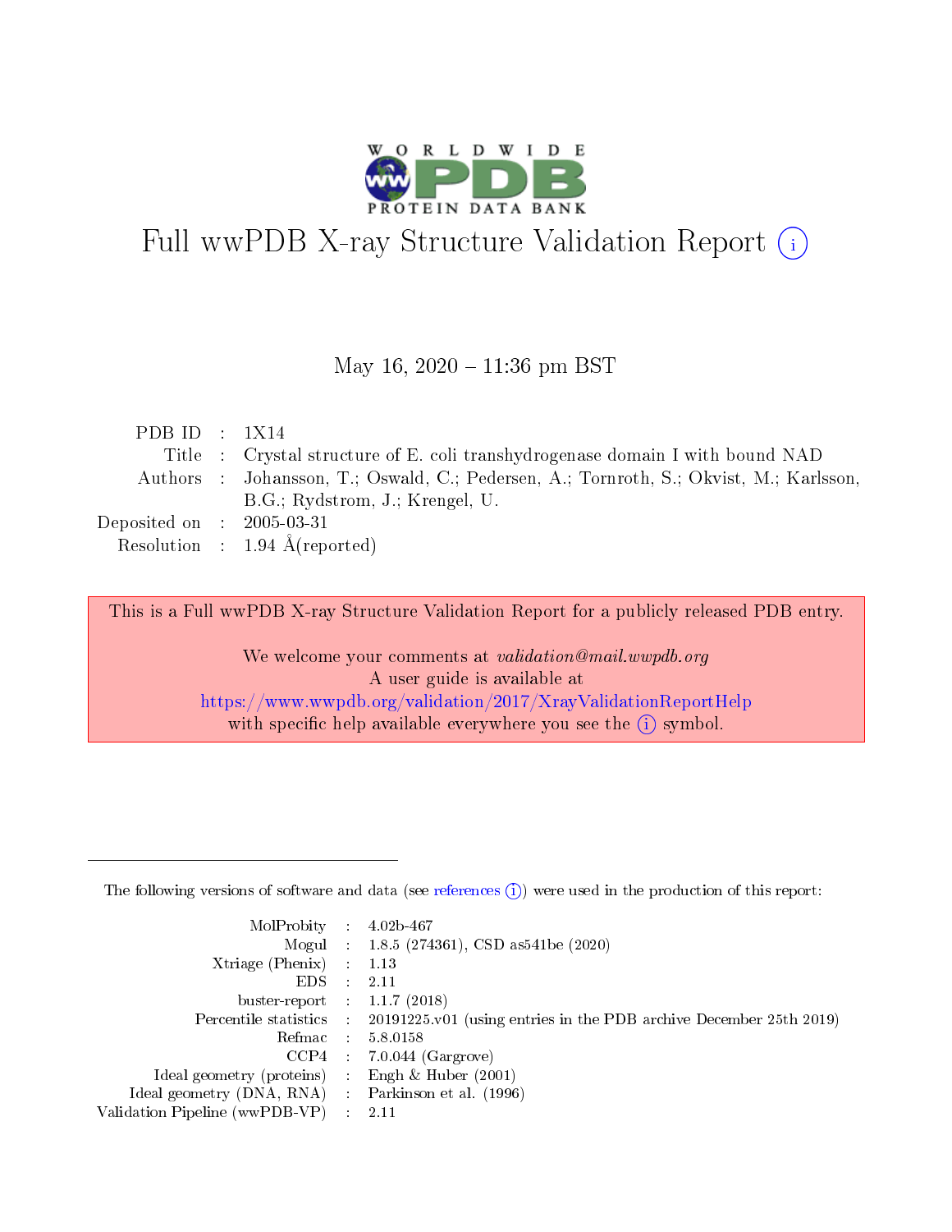# Full wwPDB X-ray Structure Validation Report (i)

May 16, 2020 – 11:36 pm BST

| | | |
|---|---|---|
| PDB ID | : | 1X14 |
| Title | : | Crystal structure of E. coli transhydrogenase domain I with bound NAD |
| Authors | : | Johansson, T.; Oswald, C.; Pedersen, A.; Tornroth, S.; Okvist, M.; Karlsson, B.G.; Rydstrom, J.; Krengel, U. |
| Deposited on | : | 2005-03-31 |
| Resolution | : | 1.94 Å(reported) |

This is a Full wwPDB X-ray Structure Validation Report for a publicly released PDB entry.

We welcome your comments at *validation@mail.wwpdb.org*
A user guide is available at
https://www.wwpdb.org/validation/2017/XrayValidationReportHelp
with specific help available everywhere you see the (i) symbol.

---

The following versions of software and data (see references (i)) were used in the production of this report:

| | | |
|---|---|---|
| MolProbity | : | 4.02b-467 |
| Mogul | : | 1.8.5 (274361), CSD as541be (2020) |
| Xtriage (Phenix) | : | 1.13 |
| EDS | : | 2.11 |
| buster-report | : | 1.1.7 (2018) |
| Percentile statistics | : | 20191225.v01 (using entries in the PDB archive December 25th 2019) |
| Refmac | : | 5.8.0158 |
| CCP4 | : | 7.0.044 (Gargrove) |
| Ideal geometry (proteins) | : | Engh & Huber (2001) |
| Ideal geometry (DNA, RNA) | : | Parkinson et al. (1996) |
| Validation Pipeline (wwPDB-VP) | : | 2.11 |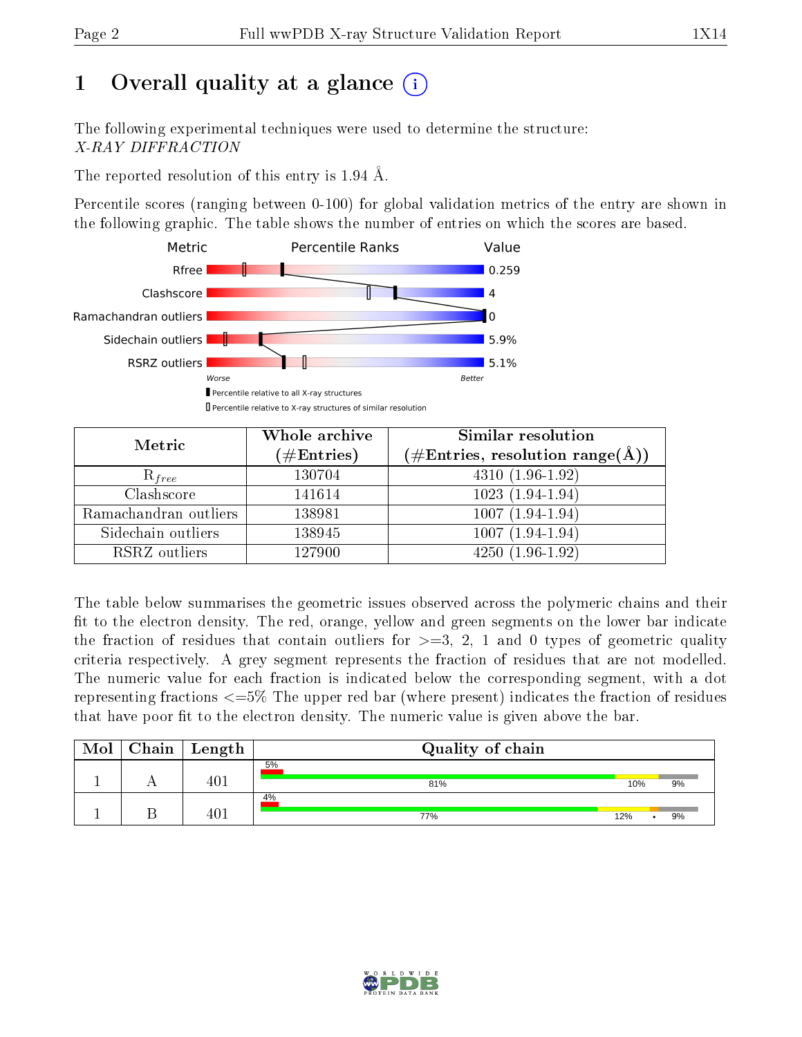# 1 Overall quality at a glance (i)

The following experimental techniques were used to determine the structure:
*X-RAY DIFFRACTION*

The reported resolution of this entry is 1.94 Å.

Percentile scores (ranging between 0-100) for global validation metrics of the entry are shown in the following graphic. The table shows the number of entries on which the scores are based.

| Metric | Percentile Ranks | Value |
|---|---|---|
| Rfree | | 0.259 |
| Clashscore | | 4 |
| Ramachandran outliers | | 0 |
| Sidechain outliers | | 5.9% |
| RSRZ outliers | | 5.1% |

Worse — Better

▮ Percentile relative to all X-ray structures
▯ Percentile relative to X-ray structures of similar resolution

| Metric | Whole archive (#Entries) | Similar resolution (#Entries, resolution range(Å)) |
|---|---|---|
| $R_{free}$ | 130704 | 4310 (1.96-1.92) |
| Clashscore | 141614 | 1023 (1.94-1.94) |
| Ramachandran outliers | 138981 | 1007 (1.94-1.94) |
| Sidechain outliers | 138945 | 1007 (1.94-1.94) |
| RSRZ outliers | 127900 | 4250 (1.96-1.92) |

The table below summarises the geometric issues observed across the polymeric chains and their fit to the electron density. The red, orange, yellow and green segments on the lower bar indicate the fraction of residues that contain outliers for >=3, 2, 1 and 0 types of geometric quality criteria respectively. A grey segment represents the fraction of residues that are not modelled. The numeric value for each fraction is indicated below the corresponding segment, with a dot representing fractions <=5% The upper red bar (where present) indicates the fraction of residues that have poor fit to the electron density. The numeric value is given above the bar.

| Mol | Chain | Length | Quality of chain |
|---|---|---|---|
| 1 | A | 401 | 5%<br>81% · 10% · 9% |
| 1 | B | 401 | 4%<br>77% · 12% · • · 9% |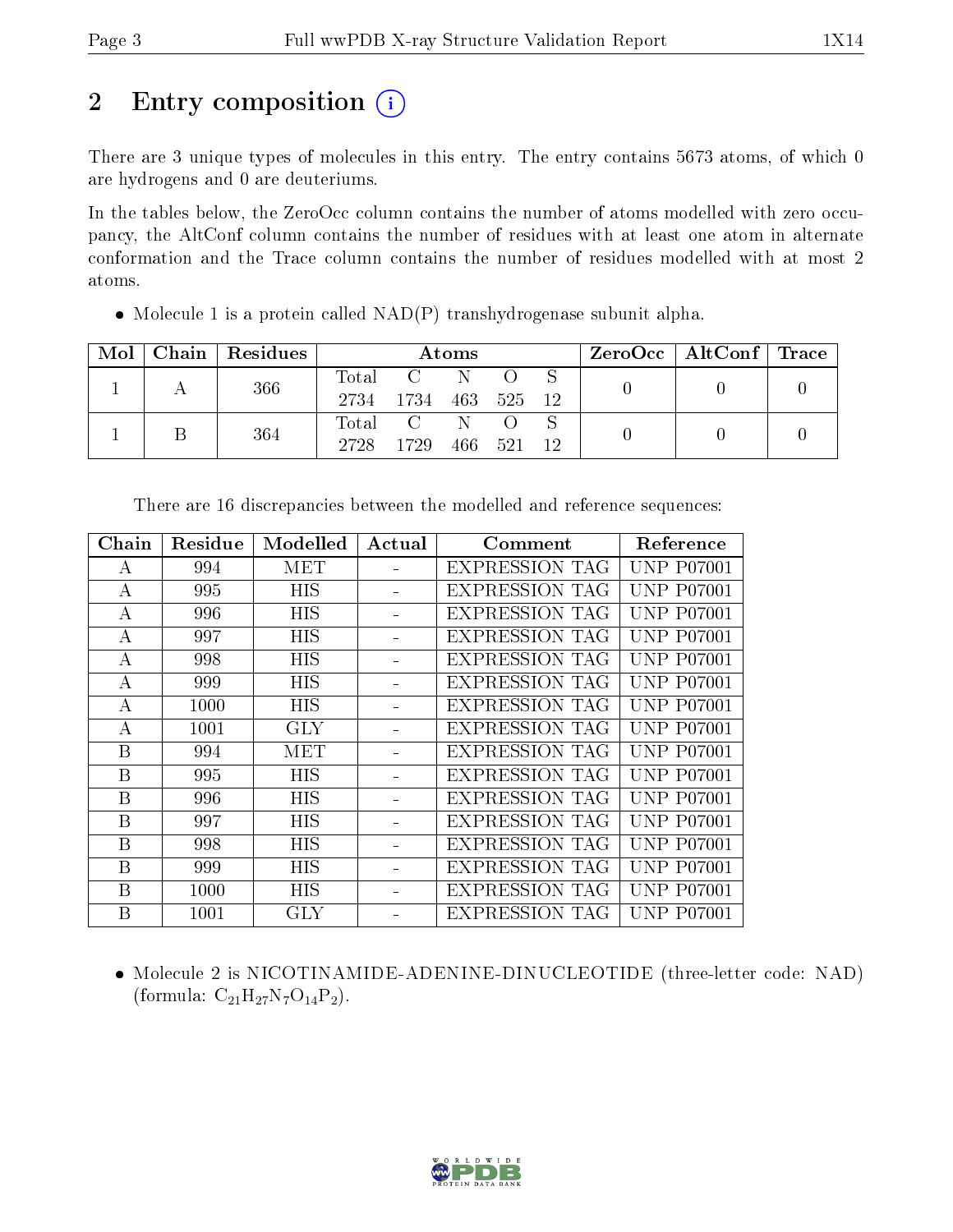# 2 Entry composition (i)

There are 3 unique types of molecules in this entry. The entry contains 5673 atoms, of which 0 are hydrogens and 0 are deuteriums.

In the tables below, the ZeroOcc column contains the number of atoms modelled with zero occupancy, the AltConf column contains the number of residues with at least one atom in alternate conformation and the Trace column contains the number of residues modelled with at most 2 atoms.

- Molecule 1 is a protein called NAD(P) transhydrogenase subunit alpha.

| Mol | Chain | Residues | Atoms | | | | | ZeroOcc | AltConf | Trace |
|---|---|---|---|---|---|---|---|---|---|---|
| 1 | A | 366 | Total<br>2734 | C<br>1734 | N<br>463 | O<br>525 | S<br>12 | 0 | 0 | 0 |
| 1 | B | 364 | Total<br>2728 | C<br>1729 | N<br>466 | O<br>521 | S<br>12 | 0 | 0 | 0 |

There are 16 discrepancies between the modelled and reference sequences:

| Chain | Residue | Modelled | Actual | Comment | Reference |
|---|---|---|---|---|---|
| A | 994 | MET | - | EXPRESSION TAG | UNP P07001 |
| A | 995 | HIS | - | EXPRESSION TAG | UNP P07001 |
| A | 996 | HIS | - | EXPRESSION TAG | UNP P07001 |
| A | 997 | HIS | - | EXPRESSION TAG | UNP P07001 |
| A | 998 | HIS | - | EXPRESSION TAG | UNP P07001 |
| A | 999 | HIS | - | EXPRESSION TAG | UNP P07001 |
| A | 1000 | HIS | - | EXPRESSION TAG | UNP P07001 |
| A | 1001 | GLY | - | EXPRESSION TAG | UNP P07001 |
| B | 994 | MET | - | EXPRESSION TAG | UNP P07001 |
| B | 995 | HIS | - | EXPRESSION TAG | UNP P07001 |
| B | 996 | HIS | - | EXPRESSION TAG | UNP P07001 |
| B | 997 | HIS | - | EXPRESSION TAG | UNP P07001 |
| B | 998 | HIS | - | EXPRESSION TAG | UNP P07001 |
| B | 999 | HIS | - | EXPRESSION TAG | UNP P07001 |
| B | 1000 | HIS | - | EXPRESSION TAG | UNP P07001 |
| B | 1001 | GLY | - | EXPRESSION TAG | UNP P07001 |

- Molecule 2 is NICOTINAMIDE-ADENINE-DINUCLEOTIDE (three-letter code: NAD) (formula: $C_{21}H_{27}N_7O_{14}P_2$).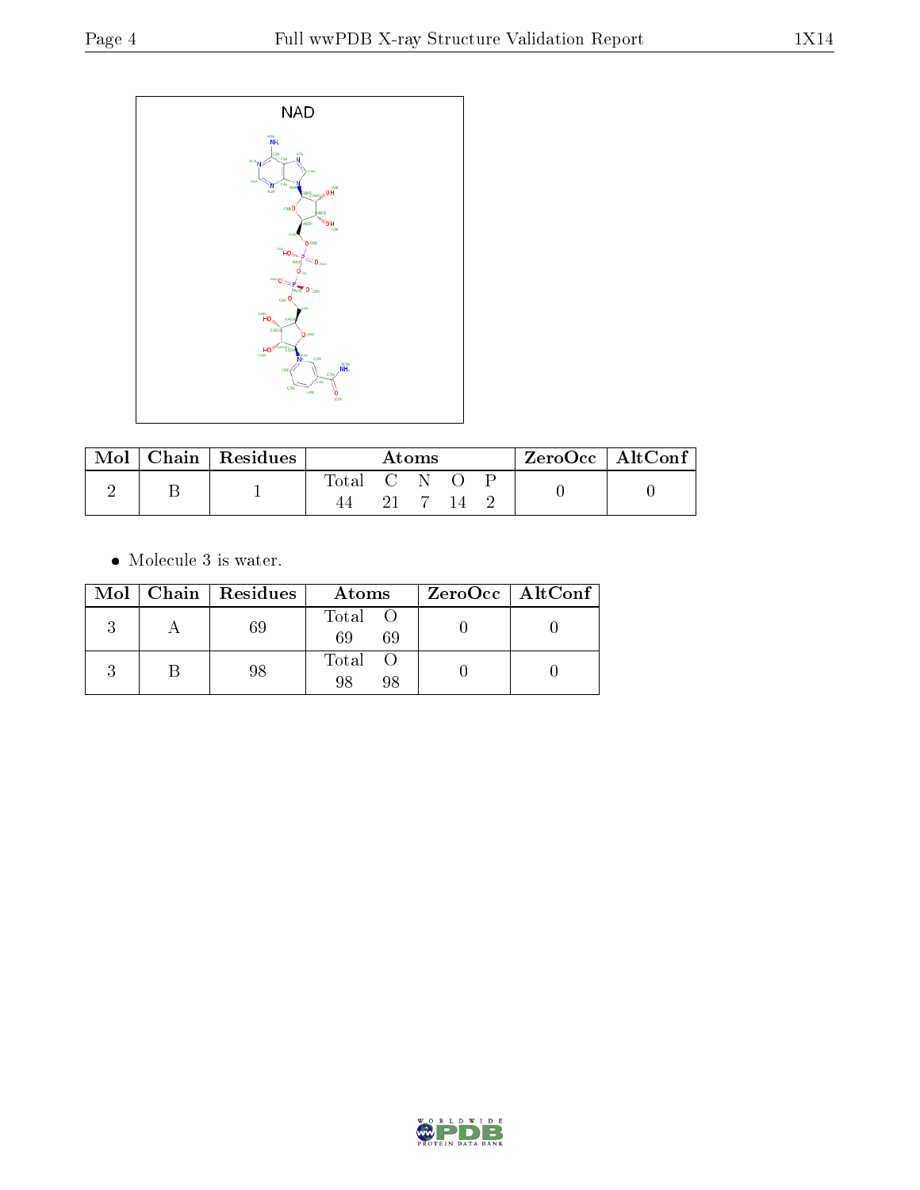NAD

| Mol | Chain | Residues | Atoms | | | | | ZeroOcc | AltConf |
|---|---|---|---|---|---|---|---|---|---|
| | | | Total | C | N | O | P | | |
| 2 | B | 1 | 44 | 21 | 7 | 14 | 2 | 0 | 0 |

- Molecule 3 is water.

| Mol | Chain | Residues | Atoms | | ZeroOcc | AltConf |
|---|---|---|---|---|---|---|
| | | | Total | O | | |
| 3 | A | 69 | 69 | 69 | 0 | 0 |
| 3 | B | 98 | 98 | 98 | 0 | 0 |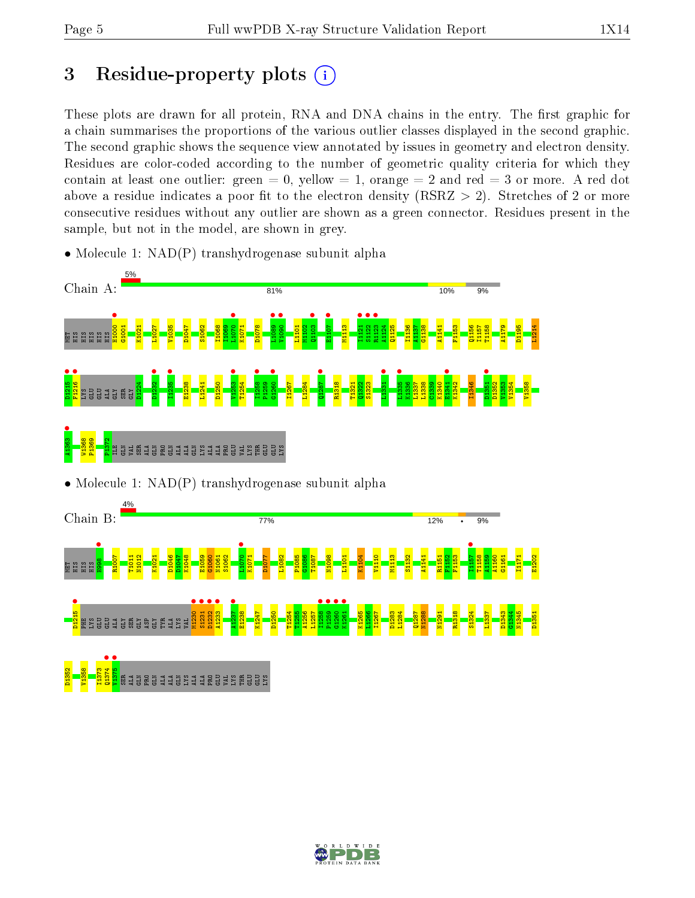# 3 Residue-property plots

These plots are drawn for all protein, RNA and DNA chains in the entry. The first graphic for a chain summarises the proportions of the various outlier classes displayed in the second graphic. The second graphic shows the sequence view annotated by issues in geometry and electron density. Residues are color-coded according to the number of geometric quality criteria for which they contain at least one outlier: green = 0, yellow = 1, orange = 2 and red = 3 or more. A red dot above a residue indicates a poor fit to the electron density (RSRZ > 2). Stretches of 2 or more consecutive residues without any outlier are shown as a green connector. Residues present in the sample, but not in the model, are shown in grey.

- Molecule 1: NAD(P) transhydrogenase subunit alpha

Chain A: 5% | 81% | 10% | 9%

MET HIS HIS HIS HIS HIS HIS H1000 G1001 K1021 L1027 V1035 D1047 S1062 I1068 L1069 L1070 K1071 D1078 L1089 V1090 L1101 M1102 Q1103 E1107 M1113 I1121 S1122 R1123 A1124 Q1125 I1136 A1137 G1138 A1141 F1153 Q1156 I1157 T1158 A1179 D1195 L1214 D1215 F1216 LYS GLU GLU ALA GLY SER GLY D1224 D1232 I1235 E1238 L1241 D1250 V1253 T1254 I1258 P1259 G1260 I1267 L1284 Q1287 R1318 T1321 Q1322 S1323 L1331 L1335 K1336 L1337 L1338 C1339 K1340 E1341 K1342 I1346 D1351 D1352 V1353 V1354 V1358 A1363 W1368 P1369 P1372 ILE GLN VAL SER ALA GLN PRO GLN ALA ALA GLN LYS ALA ALA PRO GLU VAL LYS THR GLU GLU LYS

- Molecule 1: NAD(P) transhydrogenase subunit alpha

Chain B: 4% | 77% | 12% | • | 9%

MET HIS HIS HIS HIS HIS H998 R1007 T1011 N1012 K1021 D1046 D1047 K1048 E1059 G1060 N1061 S1062 L1070 K1071 D1077 L1082 P1085 G1086 T1087 N1098 L1101 K1104 V1110 M1113 S1132 A1141 R1151 F1152 F1153 I1157 T1158 A1159 A1160 G1161 I1171 E1202 D1215 PHE LYS GLU GLU ALA GLY SER GLY ASP GLY TYR ALA LYS VAL M1230 S1231 D1232 A1233 A1237 E1238 K1247 D1250 T1254 T1255 A1256 L1257 I1258 P1259 G1260 K1261 K1265 L1266 I1267 D1283 L1284 Q1287 N1288 N1291 R1318 S1324 L1337 D1343 G1344 N1345 D1351 D1352 V1358 I1373 Q1374 V1375 SER ALA GLN PRO GLN ALA ALA GLN LYS ALA ALA PRO GLU VAL LYS THR GLU GLU LYS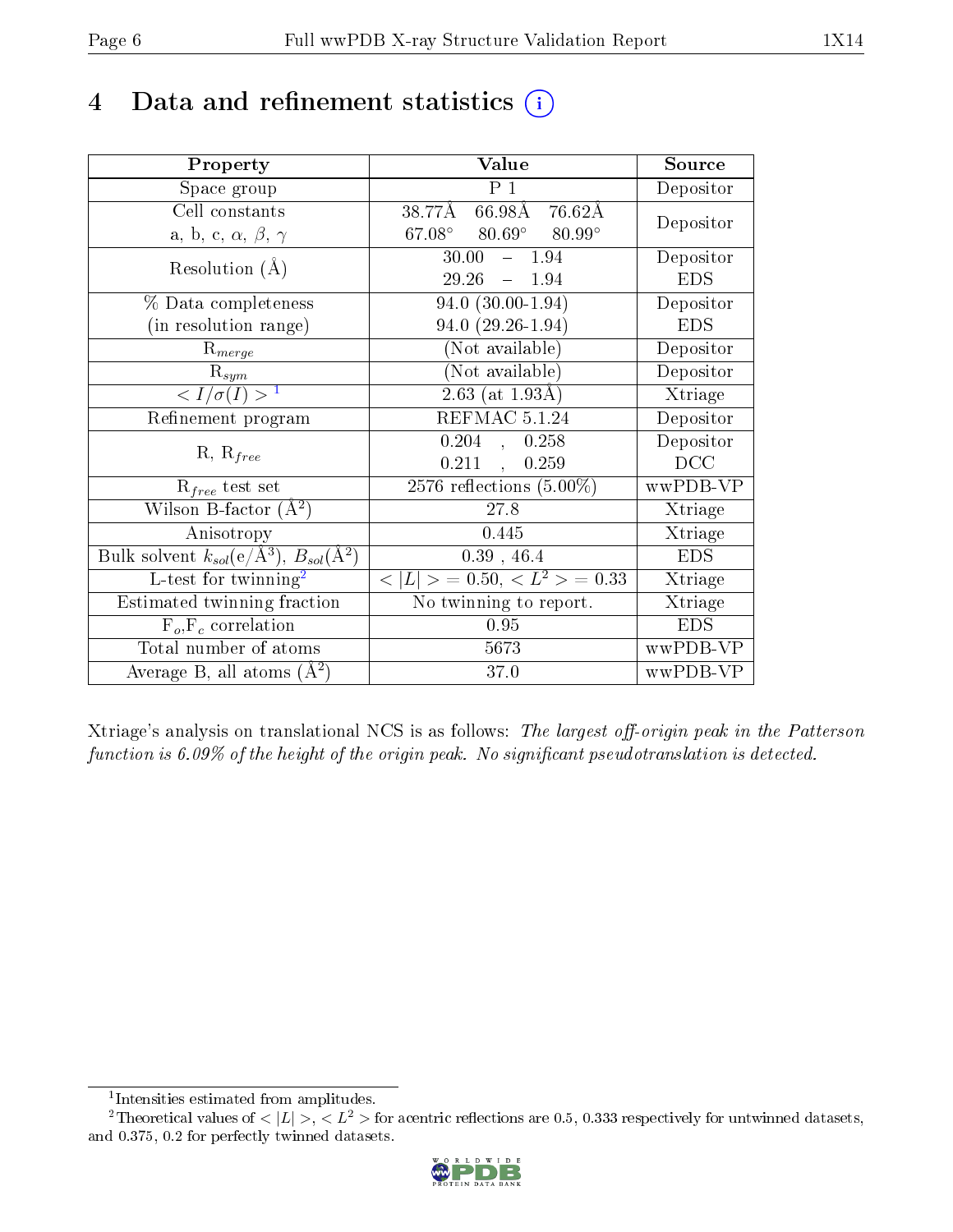# 4 Data and refinement statistics

| Property | Value | Source |
|---|---|---|
| Space group | P 1 | Depositor |
| Cell constants<br>a, b, c, $\alpha$, $\beta$, $\gamma$ | 38.77Å 66.98Å 76.62Å<br>67.08° 80.69° 80.99° | Depositor |
| Resolution (Å) | 30.00 – 1.94<br>29.26 – 1.94 | Depositor<br>EDS |
| % Data completeness<br>(in resolution range) | 94.0 (30.00-1.94)<br>94.0 (29.26-1.94) | Depositor<br>EDS |
| $R_{merge}$ | (Not available) | Depositor |
| $R_{sym}$ | (Not available) | Depositor |
| $< I/\sigma(I) >$ [1] | 2.63 (at 1.93Å) | Xtriage |
| Refinement program | REFMAC 5.1.24 | Depositor |
| R, $R_{free}$ | 0.204 , 0.258<br>0.211 , 0.259 | Depositor<br>DCC |
| $R_{free}$ test set | 2576 reflections (5.00%) | wwPDB-VP |
| Wilson B-factor (Å$^2$) | 27.8 | Xtriage |
| Anisotropy | 0.445 | Xtriage |
| Bulk solvent $k_{sol}$(e/Å$^3$), $B_{sol}$(Å$^2$) | 0.39 , 46.4 | EDS |
| L-test for twinning[2] | $< \|L\| >$ = 0.50, $< L^2 >$ = 0.33 | Xtriage |
| Estimated twinning fraction | No twinning to report. | Xtriage |
| $F_o$,$F_c$ correlation | 0.95 | EDS |
| Total number of atoms | 5673 | wwPDB-VP |
| Average B, all atoms (Å$^2$) | 37.0 | wwPDB-VP |

Xtriage's analysis on translational NCS is as follows: *The largest off-origin peak in the Patterson function is 6.09% of the height of the origin peak. No significant pseudotranslation is detected.*

[1] Intensities estimated from amplitudes.

[2] Theoretical values of $< |L| >$, $< L^2 >$ for acentric reflections are 0.5, 0.333 respectively for untwinned datasets, and 0.375, 0.2 for perfectly twinned datasets.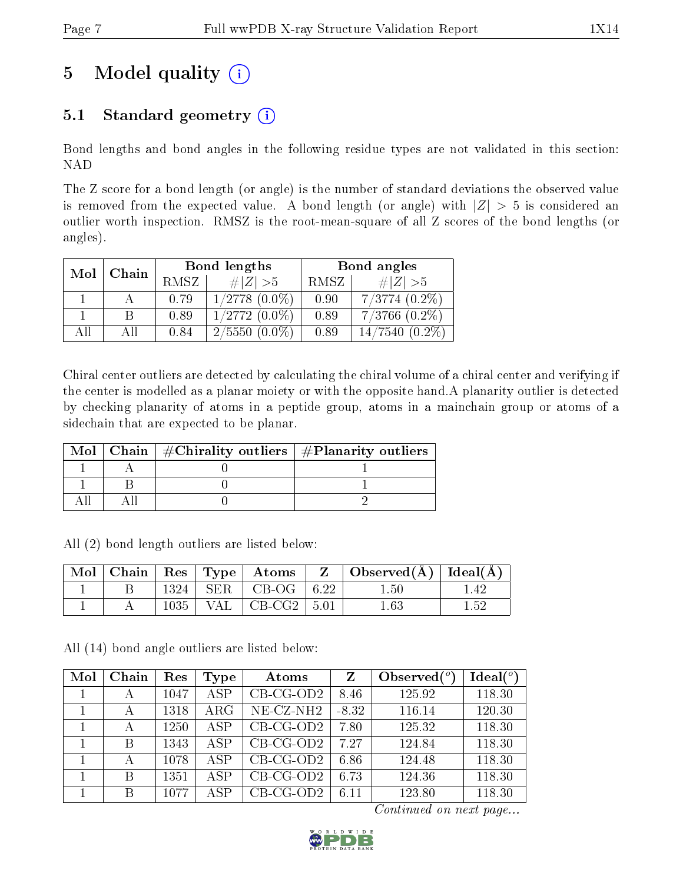# 5 Model quality (i)

## 5.1 Standard geometry (i)

Bond lengths and bond angles in the following residue types are not validated in this section: NAD

The Z score for a bond length (or angle) is the number of standard deviations the observed value is removed from the expected value. A bond length (or angle) with $|Z| > 5$ is considered an outlier worth inspection. RMSZ is the root-mean-square of all Z scores of the bond lengths (or angles).

| Mol | Chain | Bond lengths | | Bond angles | |
|---|---|---|---|---|---|
| | | RMSZ | #$\|Z\|$ >5 | RMSZ | #$\|Z\|$ >5 |
| 1 | A | 0.79 | 1/2778 (0.0%) | 0.90 | 7/3774 (0.2%) |
| 1 | B | 0.89 | 1/2772 (0.0%) | 0.89 | 7/3766 (0.2%) |
| All | All | 0.84 | 2/5550 (0.0%) | 0.89 | 14/7540 (0.2%) |

Chiral center outliers are detected by calculating the chiral volume of a chiral center and verifying if the center is modelled as a planar moiety or with the opposite hand.A planarity outlier is detected by checking planarity of atoms in a peptide group, atoms in a mainchain group or atoms of a sidechain that are expected to be planar.

| Mol | Chain | #Chirality outliers | #Planarity outliers |
|---|---|---|---|
| 1 | A | 0 | 1 |
| 1 | B | 0 | 1 |
| All | All | 0 | 2 |

All (2) bond length outliers are listed below:

| Mol | Chain | Res | Type | Atoms | Z | Observed(Å) | Ideal(Å) |
|---|---|---|---|---|---|---|---|
| 1 | B | 1324 | SER | CB-OG | 6.22 | 1.50 | 1.42 |
| 1 | A | 1035 | VAL | CB-CG2 | 5.01 | 1.63 | 1.52 |

All (14) bond angle outliers are listed below:

| Mol | Chain | Res | Type | Atoms | Z | Observed(°) | Ideal(°) |
|---|---|---|---|---|---|---|---|
| 1 | A | 1047 | ASP | CB-CG-OD2 | 8.46 | 125.92 | 118.30 |
| 1 | A | 1318 | ARG | NE-CZ-NH2 | -8.32 | 116.14 | 120.30 |
| 1 | A | 1250 | ASP | CB-CG-OD2 | 7.80 | 125.32 | 118.30 |
| 1 | B | 1343 | ASP | CB-CG-OD2 | 7.27 | 124.84 | 118.30 |
| 1 | A | 1078 | ASP | CB-CG-OD2 | 6.86 | 124.48 | 118.30 |
| 1 | B | 1351 | ASP | CB-CG-OD2 | 6.73 | 124.36 | 118.30 |
| 1 | B | 1077 | ASP | CB-CG-OD2 | 6.11 | 123.80 | 118.30 |

*Continued on next page...*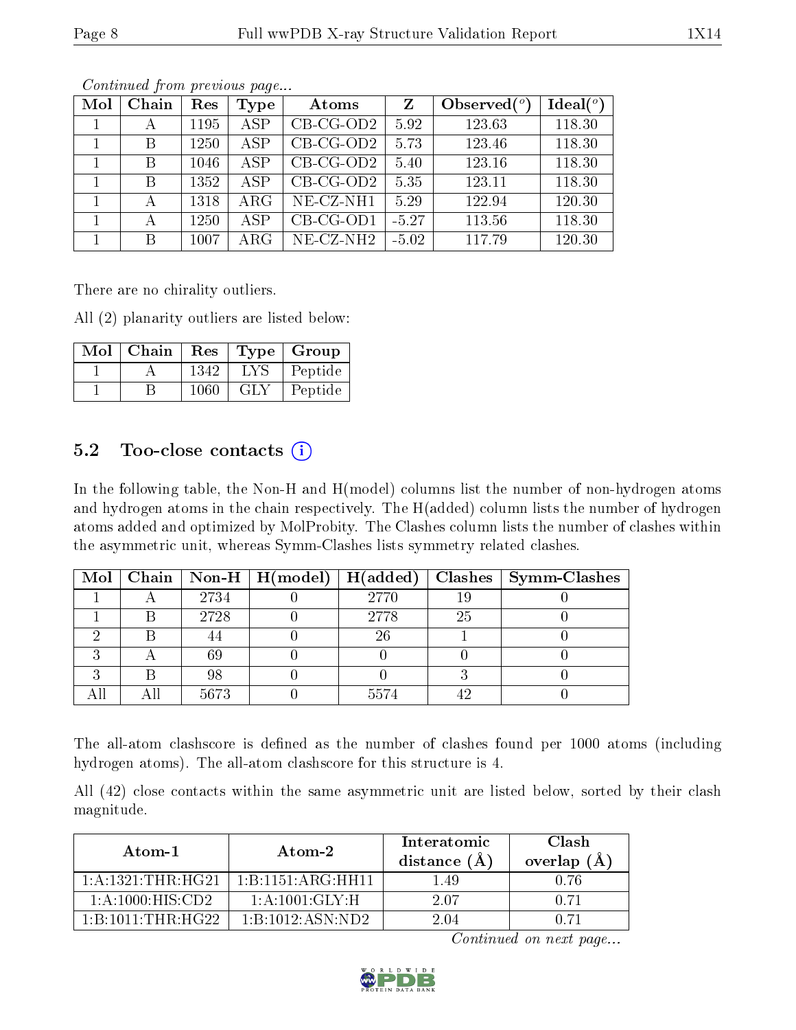*Continued from previous page...*

| Mol | Chain | Res | Type | Atoms | Z | Observed(°) | Ideal(°) |
|---|---|---|---|---|---|---|---|
| 1 | A | 1195 | ASP | CB-CG-OD2 | 5.92 | 123.63 | 118.30 |
| 1 | B | 1250 | ASP | CB-CG-OD2 | 5.73 | 123.46 | 118.30 |
| 1 | B | 1046 | ASP | CB-CG-OD2 | 5.40 | 123.16 | 118.30 |
| 1 | B | 1352 | ASP | CB-CG-OD2 | 5.35 | 123.11 | 118.30 |
| 1 | A | 1318 | ARG | NE-CZ-NH1 | 5.29 | 122.94 | 120.30 |
| 1 | A | 1250 | ASP | CB-CG-OD1 | -5.27 | 113.56 | 118.30 |
| 1 | B | 1007 | ARG | NE-CZ-NH2 | -5.02 | 117.79 | 120.30 |

There are no chirality outliers.

All (2) planarity outliers are listed below:

| Mol | Chain | Res | Type | Group |
|---|---|---|---|---|
| 1 | A | 1342 | LYS | Peptide |
| 1 | B | 1060 | GLY | Peptide |

## 5.2 Too-close contacts

In the following table, the Non-H and H(model) columns list the number of non-hydrogen atoms and hydrogen atoms in the chain respectively. The H(added) column lists the number of hydrogen atoms added and optimized by MolProbity. The Clashes column lists the number of clashes within the asymmetric unit, whereas Symm-Clashes lists symmetry related clashes.

| Mol | Chain | Non-H | H(model) | H(added) | Clashes | Symm-Clashes |
|---|---|---|---|---|---|---|
| 1 | A | 2734 | 0 | 2770 | 19 | 0 |
| 1 | B | 2728 | 0 | 2778 | 25 | 0 |
| 2 | B | 44 | 0 | 26 | 1 | 0 |
| 3 | A | 69 | 0 | 0 | 0 | 0 |
| 3 | B | 98 | 0 | 0 | 3 | 0 |
| All | All | 5673 | 0 | 5574 | 42 | 0 |

The all-atom clashscore is defined as the number of clashes found per 1000 atoms (including hydrogen atoms). The all-atom clashscore for this structure is 4.

All (42) close contacts within the same asymmetric unit are listed below, sorted by their clash magnitude.

| Atom-1 | Atom-2 | Interatomic distance (Å) | Clash overlap (Å) |
|---|---|---|---|
| 1:A:1321:THR:HG21 | 1:B:1151:ARG:HH11 | 1.49 | 0.76 |
| 1:A:1000:HIS:CD2 | 1:A:1001:GLY:H | 2.07 | 0.71 |
| 1:B:1011:THR:HG22 | 1:B:1012:ASN:ND2 | 2.04 | 0.71 |

*Continued on next page...*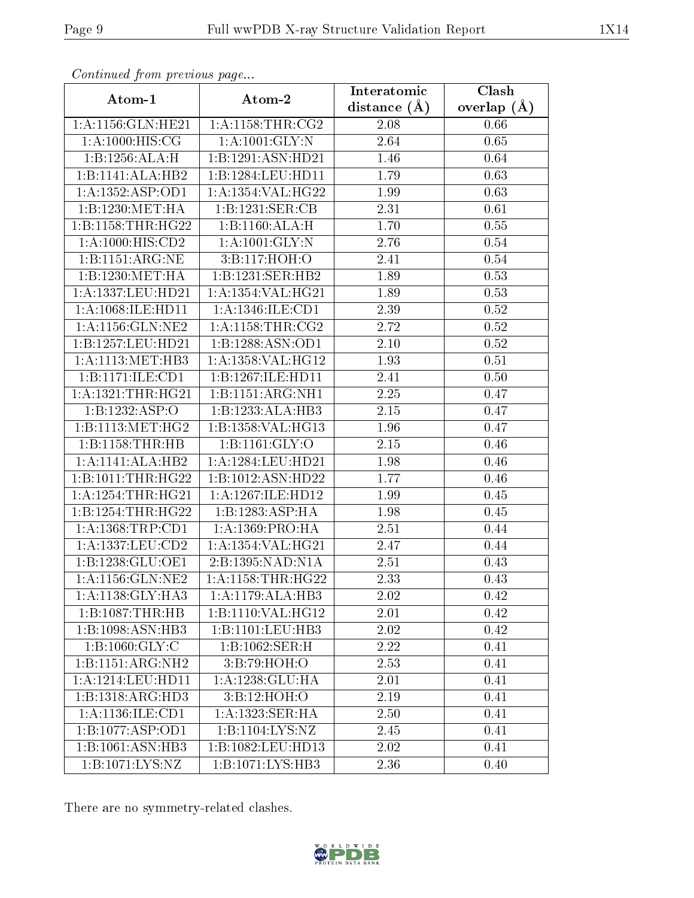*Continued from previous page...*

| Atom-1 | Atom-2 | Interatomic distance (Å) | Clash overlap (Å) |
|---|---|---|---|
| 1:A:1156:GLN:HE21 | 1:A:1158:THR:CG2 | 2.08 | 0.66 |
| 1:A:1000:HIS:CG | 1:A:1001:GLY:N | 2.64 | 0.65 |
| 1:B:1256:ALA:H | 1:B:1291:ASN:HD21 | 1.46 | 0.64 |
| 1:B:1141:ALA:HB2 | 1:B:1284:LEU:HD11 | 1.79 | 0.63 |
| 1:A:1352:ASP:OD1 | 1:A:1354:VAL:HG22 | 1.99 | 0.63 |
| 1:B:1230:MET:HA | 1:B:1231:SER:CB | 2.31 | 0.61 |
| 1:B:1158:THR:HG22 | 1:B:1160:ALA:H | 1.70 | 0.55 |
| 1:A:1000:HIS:CD2 | 1:A:1001:GLY:N | 2.76 | 0.54 |
| 1:B:1151:ARG:NE | 3:B:117:HOH:O | 2.41 | 0.54 |
| 1:B:1230:MET:HA | 1:B:1231:SER:HB2 | 1.89 | 0.53 |
| 1:A:1337:LEU:HD21 | 1:A:1354:VAL:HG21 | 1.89 | 0.53 |
| 1:A:1068:ILE:HD11 | 1:A:1346:ILE:CD1 | 2.39 | 0.52 |
| 1:A:1156:GLN:NE2 | 1:A:1158:THR:CG2 | 2.72 | 0.52 |
| 1:B:1257:LEU:HD21 | 1:B:1288:ASN:OD1 | 2.10 | 0.52 |
| 1:A:1113:MET:HB3 | 1:A:1358:VAL:HG12 | 1.93 | 0.51 |
| 1:B:1171:ILE:CD1 | 1:B:1267:ILE:HD11 | 2.41 | 0.50 |
| 1:A:1321:THR:HG21 | 1:B:1151:ARG:NH1 | 2.25 | 0.47 |
| 1:B:1232:ASP:O | 1:B:1233:ALA:HB3 | 2.15 | 0.47 |
| 1:B:1113:MET:HG2 | 1:B:1358:VAL:HG13 | 1.96 | 0.47 |
| 1:B:1158:THR:HB | 1:B:1161:GLY:O | 2.15 | 0.46 |
| 1:A:1141:ALA:HB2 | 1:A:1284:LEU:HD21 | 1.98 | 0.46 |
| 1:B:1011:THR:HG22 | 1:B:1012:ASN:HD22 | 1.77 | 0.46 |
| 1:A:1254:THR:HG21 | 1:A:1267:ILE:HD12 | 1.99 | 0.45 |
| 1:B:1254:THR:HG22 | 1:B:1283:ASP:HA | 1.98 | 0.45 |
| 1:A:1368:TRP:CD1 | 1:A:1369:PRO:HA | 2.51 | 0.44 |
| 1:A:1337:LEU:CD2 | 1:A:1354:VAL:HG21 | 2.47 | 0.44 |
| 1:B:1238:GLU:OE1 | 2:B:1395:NAD:N1A | 2.51 | 0.43 |
| 1:A:1156:GLN:NE2 | 1:A:1158:THR:HG22 | 2.33 | 0.43 |
| 1:A:1138:GLY:HA3 | 1:A:1179:ALA:HB3 | 2.02 | 0.42 |
| 1:B:1087:THR:HB | 1:B:1110:VAL:HG12 | 2.01 | 0.42 |
| 1:B:1098:ASN:HB3 | 1:B:1101:LEU:HB3 | 2.02 | 0.42 |
| 1:B:1060:GLY:C | 1:B:1062:SER:H | 2.22 | 0.41 |
| 1:B:1151:ARG:NH2 | 3:B:79:HOH:O | 2.53 | 0.41 |
| 1:A:1214:LEU:HD11 | 1:A:1238:GLU:HA | 2.01 | 0.41 |
| 1:B:1318:ARG:HD3 | 3:B:12:HOH:O | 2.19 | 0.41 |
| 1:A:1136:ILE:CD1 | 1:A:1323:SER:HA | 2.50 | 0.41 |
| 1:B:1077:ASP:OD1 | 1:B:1104:LYS:NZ | 2.45 | 0.41 |
| 1:B:1061:ASN:HB3 | 1:B:1082:LEU:HD13 | 2.02 | 0.41 |
| 1:B:1071:LYS:NZ | 1:B:1071:LYS:HB3 | 2.36 | 0.40 |

There are no symmetry-related clashes.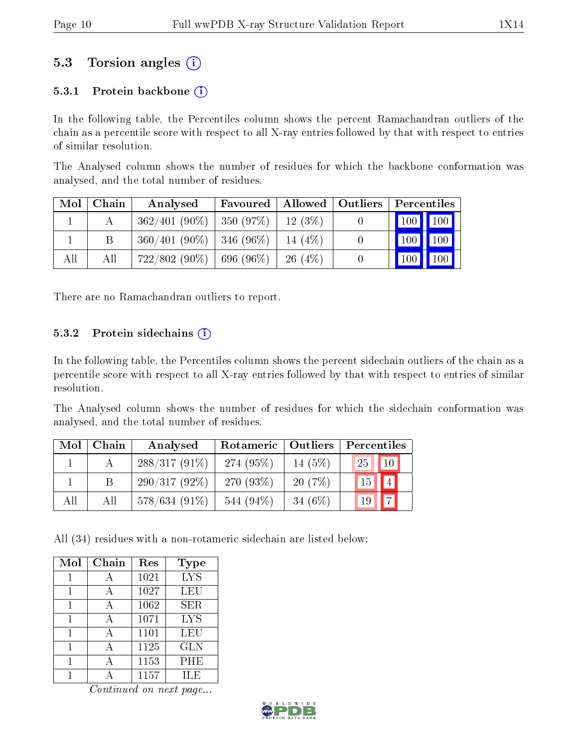## 5.3 Torsion angles

### 5.3.1 Protein backbone

In the following table, the Percentiles column shows the percent Ramachandran outliers of the chain as a percentile score with respect to all X-ray entries followed by that with respect to entries of similar resolution.

The Analysed column shows the number of residues for which the backbone conformation was analysed, and the total number of residues.

| Mol | Chain | Analysed | Favoured | Allowed | Outliers | Percentiles | |
|---|---|---|---|---|---|---|---|
| 1 | A | 362/401 (90%) | 350 (97%) | 12 (3%) | 0 | 100 | 100 |
| 1 | B | 360/401 (90%) | 346 (96%) | 14 (4%) | 0 | 100 | 100 |
| All | All | 722/802 (90%) | 696 (96%) | 26 (4%) | 0 | 100 | 100 |

There are no Ramachandran outliers to report.

### 5.3.2 Protein sidechains

In the following table, the Percentiles column shows the percent sidechain outliers of the chain as a percentile score with respect to all X-ray entries followed by that with respect to entries of similar resolution.

The Analysed column shows the number of residues for which the sidechain conformation was analysed, and the total number of residues.

| Mol | Chain | Analysed | Rotameric | Outliers | Percentiles | |
|---|---|---|---|---|---|---|
| 1 | A | 288/317 (91%) | 274 (95%) | 14 (5%) | 25 | 10 |
| 1 | B | 290/317 (92%) | 270 (93%) | 20 (7%) | 15 | 4 |
| All | All | 578/634 (91%) | 544 (94%) | 34 (6%) | 19 | 7 |

All (34) residues with a non-rotameric sidechain are listed below:

| Mol | Chain | Res | Type |
|---|---|---|---|
| 1 | A | 1021 | LYS |
| 1 | A | 1027 | LEU |
| 1 | A | 1062 | SER |
| 1 | A | 1071 | LYS |
| 1 | A | 1101 | LEU |
| 1 | A | 1125 | GLN |
| 1 | A | 1153 | PHE |
| 1 | A | 1157 | ILE |

*Continued on next page...*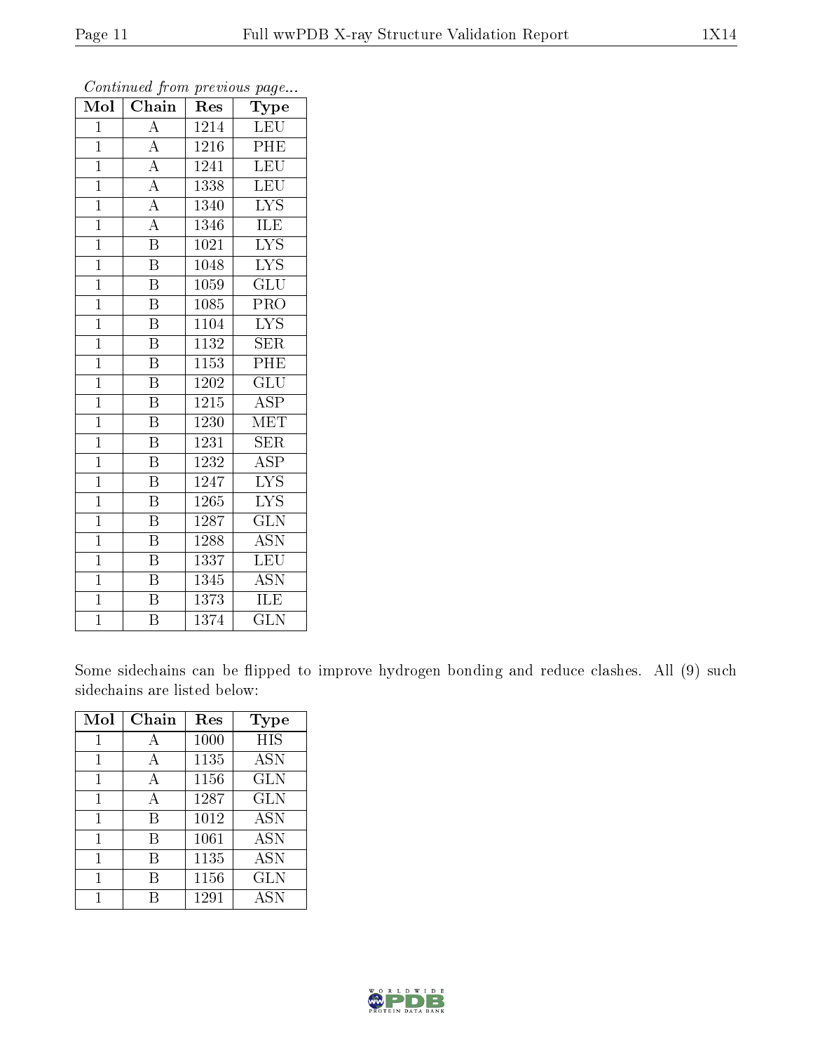*Continued from previous page...*

| Mol | Chain | Res | Type |
|---|---|---|---|
| 1 | A | 1214 | LEU |
| 1 | A | 1216 | PHE |
| 1 | A | 1241 | LEU |
| 1 | A | 1338 | LEU |
| 1 | A | 1340 | LYS |
| 1 | A | 1346 | ILE |
| 1 | B | 1021 | LYS |
| 1 | B | 1048 | LYS |
| 1 | B | 1059 | GLU |
| 1 | B | 1085 | PRO |
| 1 | B | 1104 | LYS |
| 1 | B | 1132 | SER |
| 1 | B | 1153 | PHE |
| 1 | B | 1202 | GLU |
| 1 | B | 1215 | ASP |
| 1 | B | 1230 | MET |
| 1 | B | 1231 | SER |
| 1 | B | 1232 | ASP |
| 1 | B | 1247 | LYS |
| 1 | B | 1265 | LYS |
| 1 | B | 1287 | GLN |
| 1 | B | 1288 | ASN |
| 1 | B | 1337 | LEU |
| 1 | B | 1345 | ASN |
| 1 | B | 1373 | ILE |
| 1 | B | 1374 | GLN |

Some sidechains can be flipped to improve hydrogen bonding and reduce clashes. All (9) such sidechains are listed below:

| Mol | Chain | Res | Type |
|---|---|---|---|
| 1 | A | 1000 | HIS |
| 1 | A | 1135 | ASN |
| 1 | A | 1156 | GLN |
| 1 | A | 1287 | GLN |
| 1 | B | 1012 | ASN |
| 1 | B | 1061 | ASN |
| 1 | B | 1135 | ASN |
| 1 | B | 1156 | GLN |
| 1 | B | 1291 | ASN |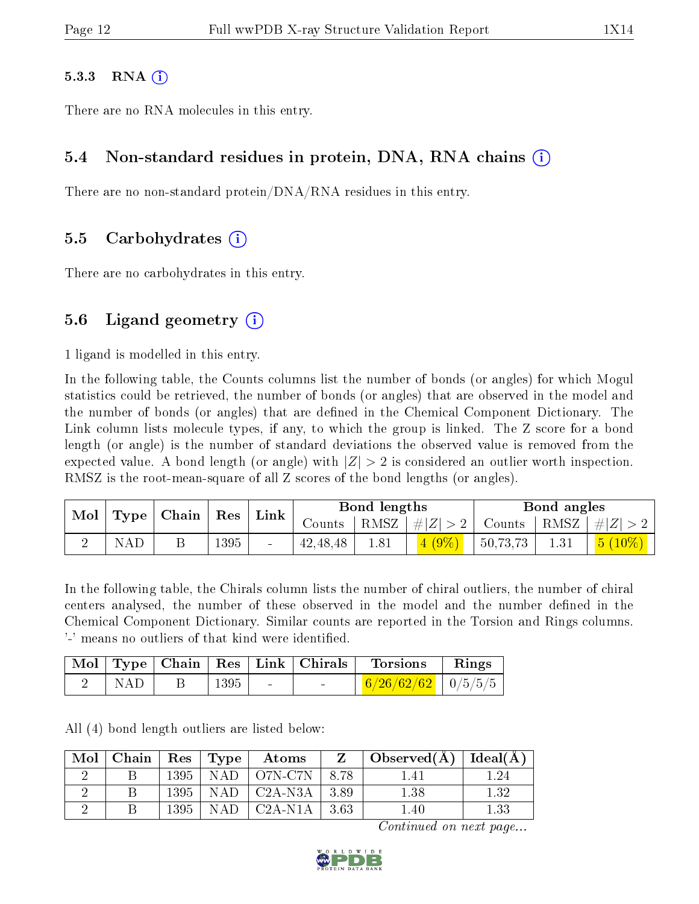#### 5.3.3 RNA (i)

There are no RNA molecules in this entry.

### 5.4 Non-standard residues in protein, DNA, RNA chains (i)

There are no non-standard protein/DNA/RNA residues in this entry.

### 5.5 Carbohydrates (i)

There are no carbohydrates in this entry.

### 5.6 Ligand geometry (i)

1 ligand is modelled in this entry.

In the following table, the Counts columns list the number of bonds (or angles) for which Mogul statistics could be retrieved, the number of bonds (or angles) that are observed in the model and the number of bonds (or angles) that are defined in the Chemical Component Dictionary. The Link column lists molecule types, if any, to which the group is linked. The Z score for a bond length (or angle) is the number of standard deviations the observed value is removed from the expected value. A bond length (or angle) with $|Z| > 2$ is considered an outlier worth inspection. RMSZ is the root-mean-square of all Z scores of the bond lengths (or angles).

| Mol | Type | Chain | Res | Link | Bond lengths | | | Bond angles | | |
|---|---|---|---|---|---|---|---|---|---|---|
| | | | | | Counts | RMSZ | $\#\|Z\| > 2$ | Counts | RMSZ | $\#\|Z\| > 2$ |
| 2 | NAD | B | 1395 | - | 42,48,48 | 1.81 | 4 (9%) | 50,73,73 | 1.31 | 5 (10%) |

In the following table, the Chirals column lists the number of chiral outliers, the number of chiral centers analysed, the number of these observed in the model and the number defined in the Chemical Component Dictionary. Similar counts are reported in the Torsion and Rings columns. '-' means no outliers of that kind were identified.

| Mol | Type | Chain | Res | Link | Chirals | Torsions | Rings |
|---|---|---|---|---|---|---|---|
| 2 | NAD | B | 1395 | - | - | 6/26/62/62 | 0/5/5/5 |

All (4) bond length outliers are listed below:

| Mol | Chain | Res | Type | Atoms | Z | Observed(Å) | Ideal(Å) |
|---|---|---|---|---|---|---|---|
| 2 | B | 1395 | NAD | O7N-C7N | 8.78 | 1.41 | 1.24 |
| 2 | B | 1395 | NAD | C2A-N3A | 3.89 | 1.38 | 1.32 |
| 2 | B | 1395 | NAD | C2A-N1A | 3.63 | 1.40 | 1.33 |

*Continued on next page...*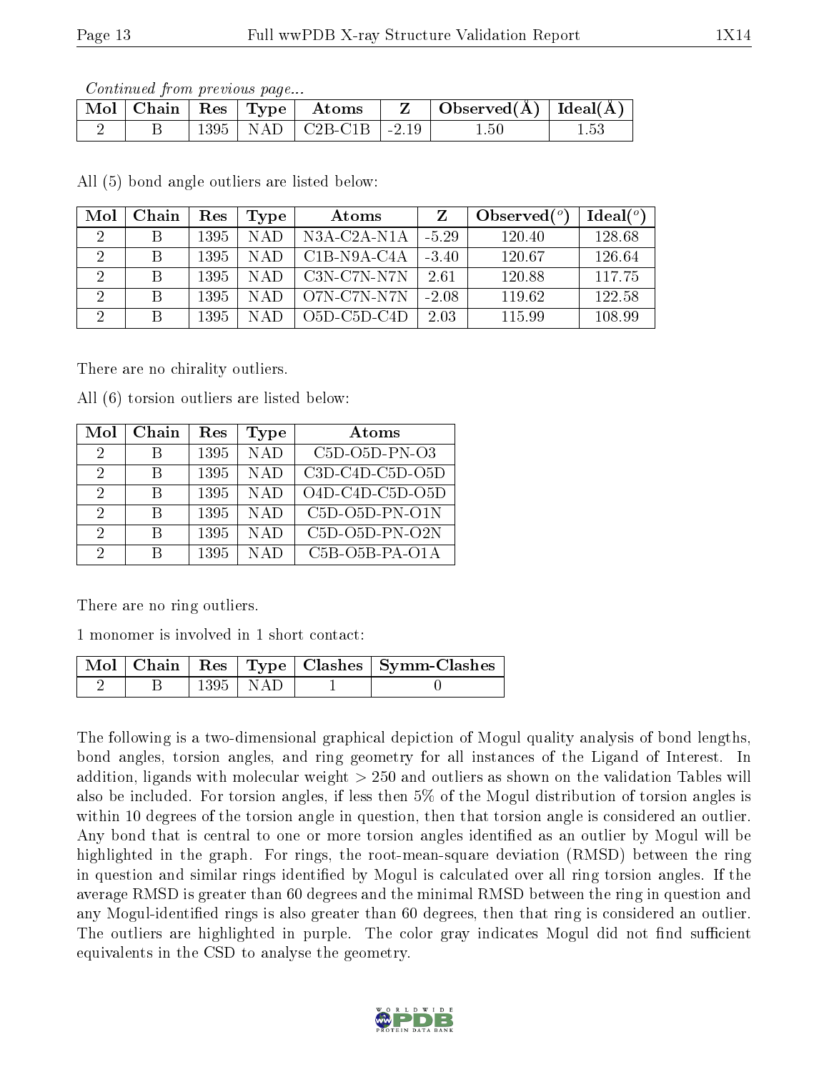*Continued from previous page...*

| Mol | Chain | Res | Type | Atoms | Z | Observed(Å) | Ideal(Å) |
|---|---|---|---|---|---|---|---|
| 2 | B | 1395 | NAD | C2B-C1B | -2.19 | 1.50 | 1.53 |

All (5) bond angle outliers are listed below:

| Mol | Chain | Res | Type | Atoms | Z | Observed(°) | Ideal(°) |
|---|---|---|---|---|---|---|---|
| 2 | B | 1395 | NAD | N3A-C2A-N1A | -5.29 | 120.40 | 128.68 |
| 2 | B | 1395 | NAD | C1B-N9A-C4A | -3.40 | 120.67 | 126.64 |
| 2 | B | 1395 | NAD | C3N-C7N-N7N | 2.61 | 120.88 | 117.75 |
| 2 | B | 1395 | NAD | O7N-C7N-N7N | -2.08 | 119.62 | 122.58 |
| 2 | B | 1395 | NAD | O5D-C5D-C4D | 2.03 | 115.99 | 108.99 |

There are no chirality outliers.

All (6) torsion outliers are listed below:

| Mol | Chain | Res | Type | Atoms |
|---|---|---|---|---|
| 2 | B | 1395 | NAD | C5D-O5D-PN-O3 |
| 2 | B | 1395 | NAD | C3D-C4D-C5D-O5D |
| 2 | B | 1395 | NAD | O4D-C4D-C5D-O5D |
| 2 | B | 1395 | NAD | C5D-O5D-PN-O1N |
| 2 | B | 1395 | NAD | C5D-O5D-PN-O2N |
| 2 | B | 1395 | NAD | C5B-O5B-PA-O1A |

There are no ring outliers.

1 monomer is involved in 1 short contact:

| Mol | Chain | Res | Type | Clashes | Symm-Clashes |
|---|---|---|---|---|---|
| 2 | B | 1395 | NAD | 1 | 0 |

The following is a two-dimensional graphical depiction of Mogul quality analysis of bond lengths, bond angles, torsion angles, and ring geometry for all instances of the Ligand of Interest. In addition, ligands with molecular weight > 250 and outliers as shown on the validation Tables will also be included. For torsion angles, if less then 5% of the Mogul distribution of torsion angles is within 10 degrees of the torsion angle in question, then that torsion angle is considered an outlier. Any bond that is central to one or more torsion angles identified as an outlier by Mogul will be highlighted in the graph. For rings, the root-mean-square deviation (RMSD) between the ring in question and similar rings identified by Mogul is calculated over all ring torsion angles. If the average RMSD is greater than 60 degrees and the minimal RMSD between the ring in question and any Mogul-identified rings is also greater than 60 degrees, then that ring is considered an outlier. The outliers are highlighted in purple. The color gray indicates Mogul did not find sufficient equivalents in the CSD to analyse the geometry.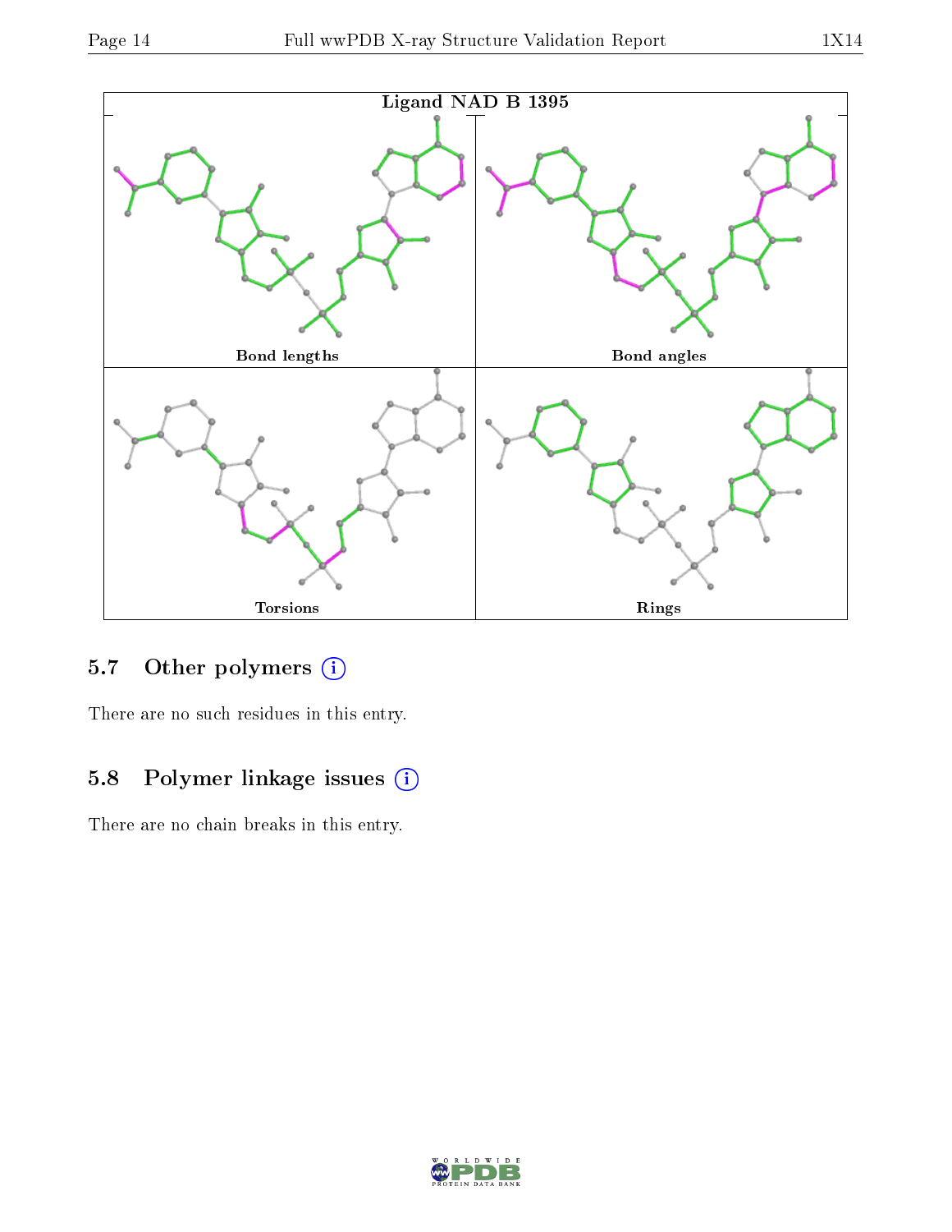Ligand NAD B 1395

Bond lengths

Bond angles

Torsions

Rings

## 5.7 Other polymers

There are no such residues in this entry.

## 5.8 Polymer linkage issues

There are no chain breaks in this entry.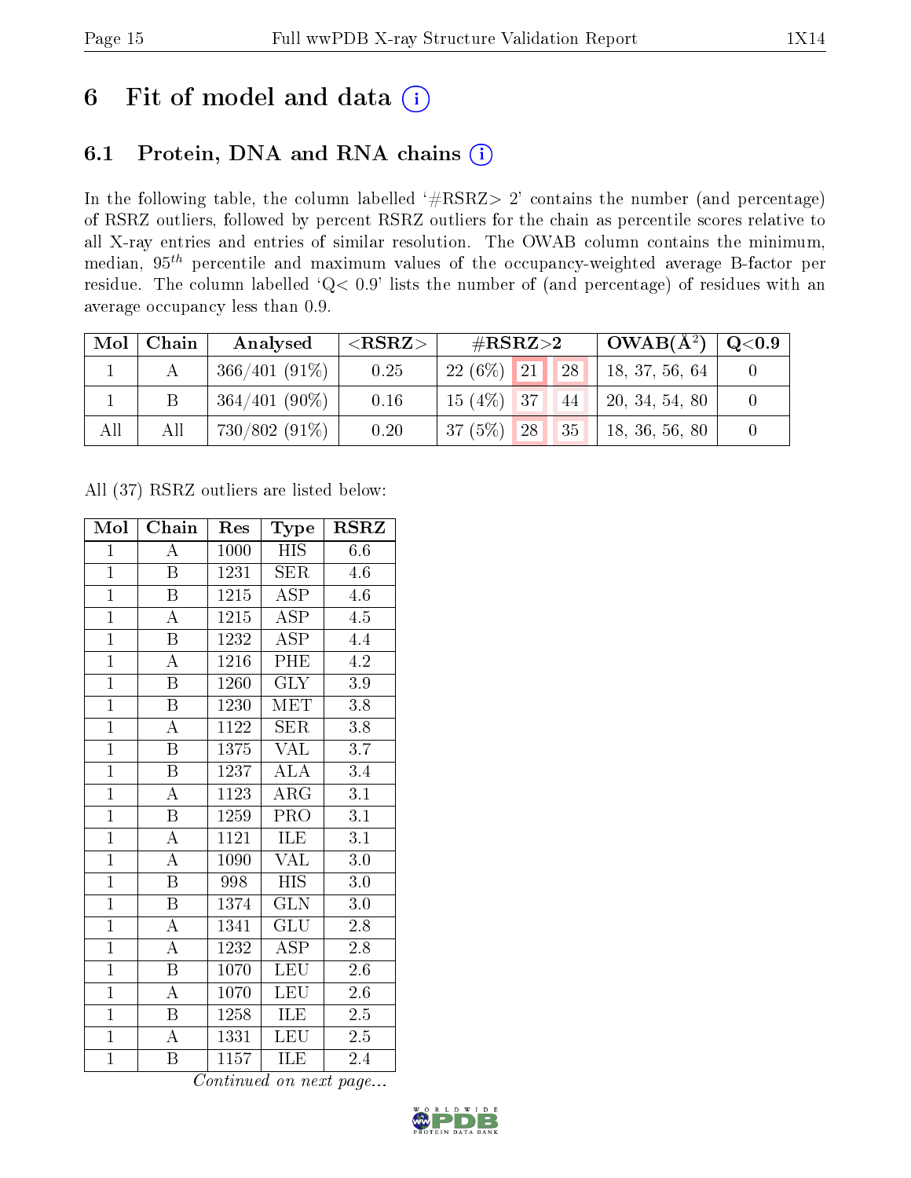# 6 Fit of model and data (i)

## 6.1 Protein, DNA and RNA chains (i)

In the following table, the column labelled '#RSRZ> 2' contains the number (and percentage) of RSRZ outliers, followed by percent RSRZ outliers for the chain as percentile scores relative to all X-ray entries and entries of similar resolution. The OWAB column contains the minimum, median, $95^{th}$ percentile and maximum values of the occupancy-weighted average B-factor per residue. The column labelled 'Q< 0.9' lists the number of (and percentage) of residues with an average occupancy less than 0.9.

| Mol | Chain | Analysed | <RSRZ> | #RSRZ>2 | | | OWAB(Å$^2$) | Q<0.9 |
|---|---|---|---|---|---|---|---|---|
| 1 | A | 366/401 (91%) | 0.25 | 22 (6%) | 21 | 28 | 18, 37, 56, 64 | 0 |
| 1 | B | 364/401 (90%) | 0.16 | 15 (4%) | 37 | 44 | 20, 34, 54, 80 | 0 |
| All | All | 730/802 (91%) | 0.20 | 37 (5%) | 28 | 35 | 18, 36, 56, 80 | 0 |

All (37) RSRZ outliers are listed below:

| Mol | Chain | Res | Type | RSRZ |
|---|---|---|---|---|
| 1 | A | 1000 | HIS | 6.6 |
| 1 | B | 1231 | SER | 4.6 |
| 1 | B | 1215 | ASP | 4.6 |
| 1 | A | 1215 | ASP | 4.5 |
| 1 | B | 1232 | ASP | 4.4 |
| 1 | A | 1216 | PHE | 4.2 |
| 1 | B | 1260 | GLY | 3.9 |
| 1 | B | 1230 | MET | 3.8 |
| 1 | A | 1122 | SER | 3.8 |
| 1 | B | 1375 | VAL | 3.7 |
| 1 | B | 1237 | ALA | 3.4 |
| 1 | A | 1123 | ARG | 3.1 |
| 1 | B | 1259 | PRO | 3.1 |
| 1 | A | 1121 | ILE | 3.1 |
| 1 | A | 1090 | VAL | 3.0 |
| 1 | B | 998 | HIS | 3.0 |
| 1 | B | 1374 | GLN | 3.0 |
| 1 | A | 1341 | GLU | 2.8 |
| 1 | A | 1232 | ASP | 2.8 |
| 1 | B | 1070 | LEU | 2.6 |
| 1 | A | 1070 | LEU | 2.6 |
| 1 | B | 1258 | ILE | 2.5 |
| 1 | A | 1331 | LEU | 2.5 |
| 1 | B | 1157 | ILE | 2.4 |

*Continued on next page...*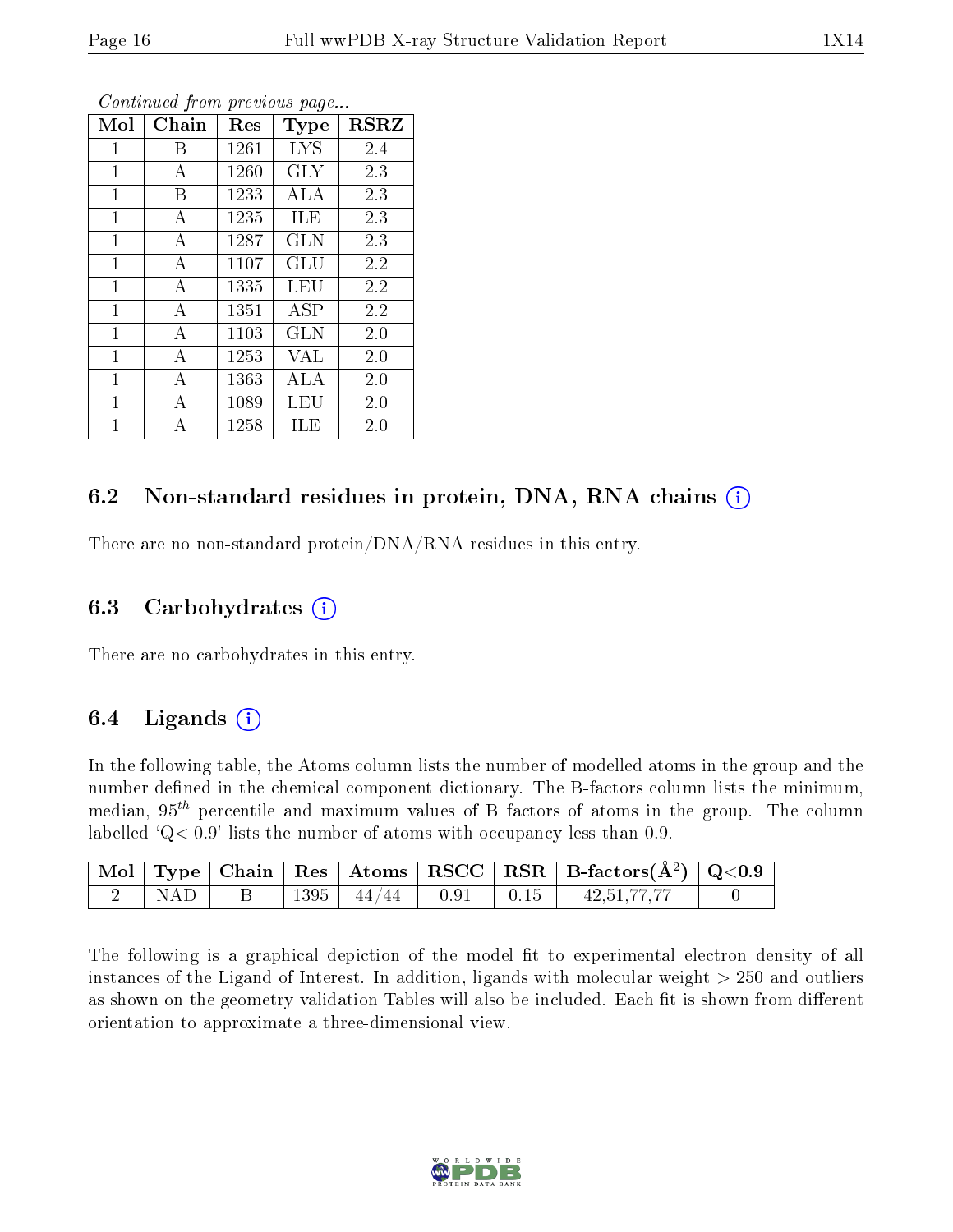*Continued from previous page...*

| Mol | Chain | Res | Type | RSRZ |
|---|---|---|---|---|
| 1 | B | 1261 | LYS | 2.4 |
| 1 | A | 1260 | GLY | 2.3 |
| 1 | B | 1233 | ALA | 2.3 |
| 1 | A | 1235 | ILE | 2.3 |
| 1 | A | 1287 | GLN | 2.3 |
| 1 | A | 1107 | GLU | 2.2 |
| 1 | A | 1335 | LEU | 2.2 |
| 1 | A | 1351 | ASP | 2.2 |
| 1 | A | 1103 | GLN | 2.0 |
| 1 | A | 1253 | VAL | 2.0 |
| 1 | A | 1363 | ALA | 2.0 |
| 1 | A | 1089 | LEU | 2.0 |
| 1 | A | 1258 | ILE | 2.0 |

## 6.2 Non-standard residues in protein, DNA, RNA chains

There are no non-standard protein/DNA/RNA residues in this entry.

## 6.3 Carbohydrates

There are no carbohydrates in this entry.

## 6.4 Ligands

In the following table, the Atoms column lists the number of modelled atoms in the group and the number defined in the chemical component dictionary. The B-factors column lists the minimum, median, $95^{th}$ percentile and maximum values of B factors of atoms in the group. The column labelled 'Q< 0.9' lists the number of atoms with occupancy less than 0.9.

| Mol | Type | Chain | Res | Atoms | RSCC | RSR | B-factors($Å^2$) | Q<0.9 |
|---|---|---|---|---|---|---|---|---|
| 2 | NAD | B | 1395 | 44/44 | 0.91 | 0.15 | 42,51,77,77 | 0 |

The following is a graphical depiction of the model fit to experimental electron density of all instances of the Ligand of Interest. In addition, ligands with molecular weight > 250 and outliers as shown on the geometry validation Tables will also be included. Each fit is shown from different orientation to approximate a three-dimensional view.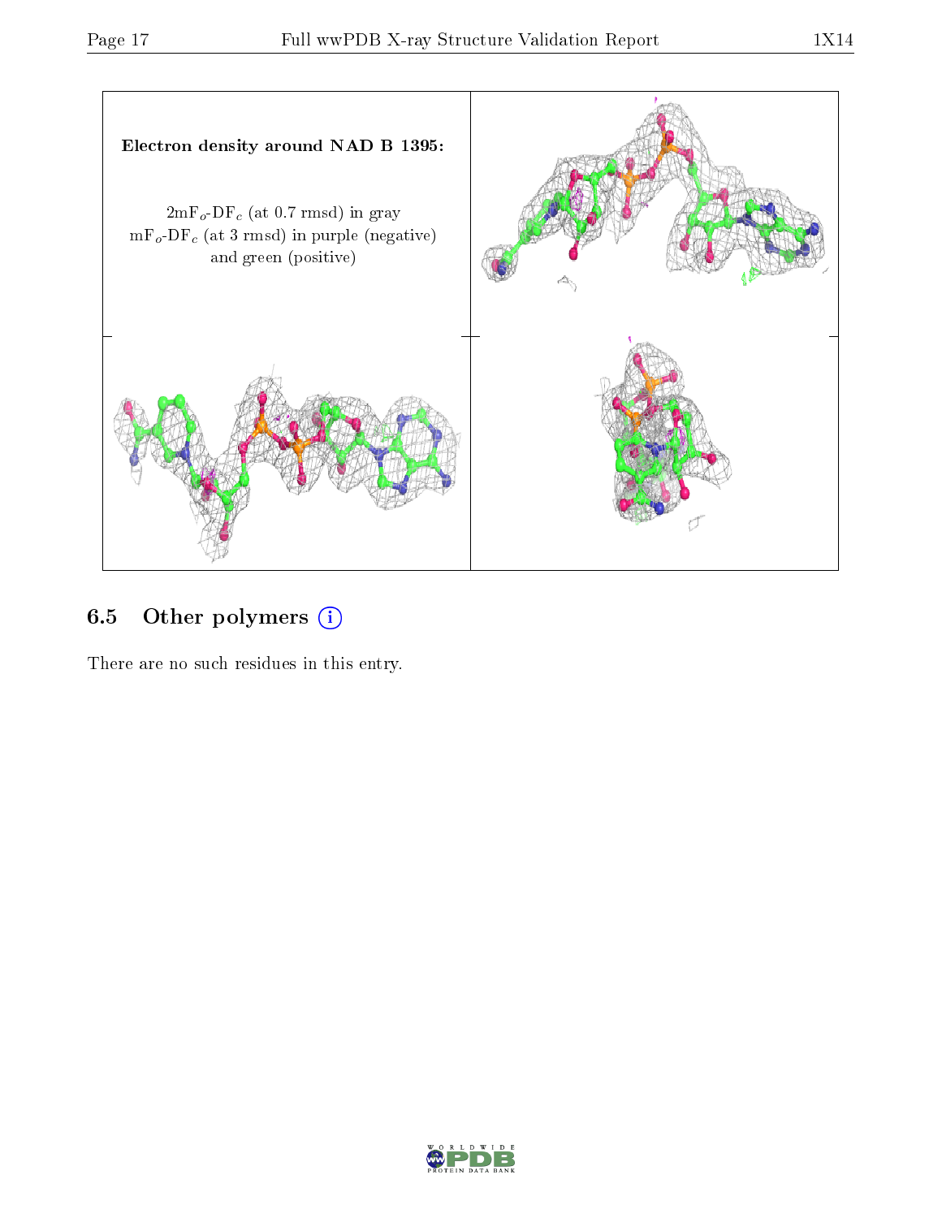**Electron density around NAD B 1395:**

$2mF_o$-$DF_c$ (at 0.7 rmsd) in gray
$mF_o$-$DF_c$ (at 3 rmsd) in purple (negative)
and green (positive)

## 6.5 Other polymers

There are no such residues in this entry.